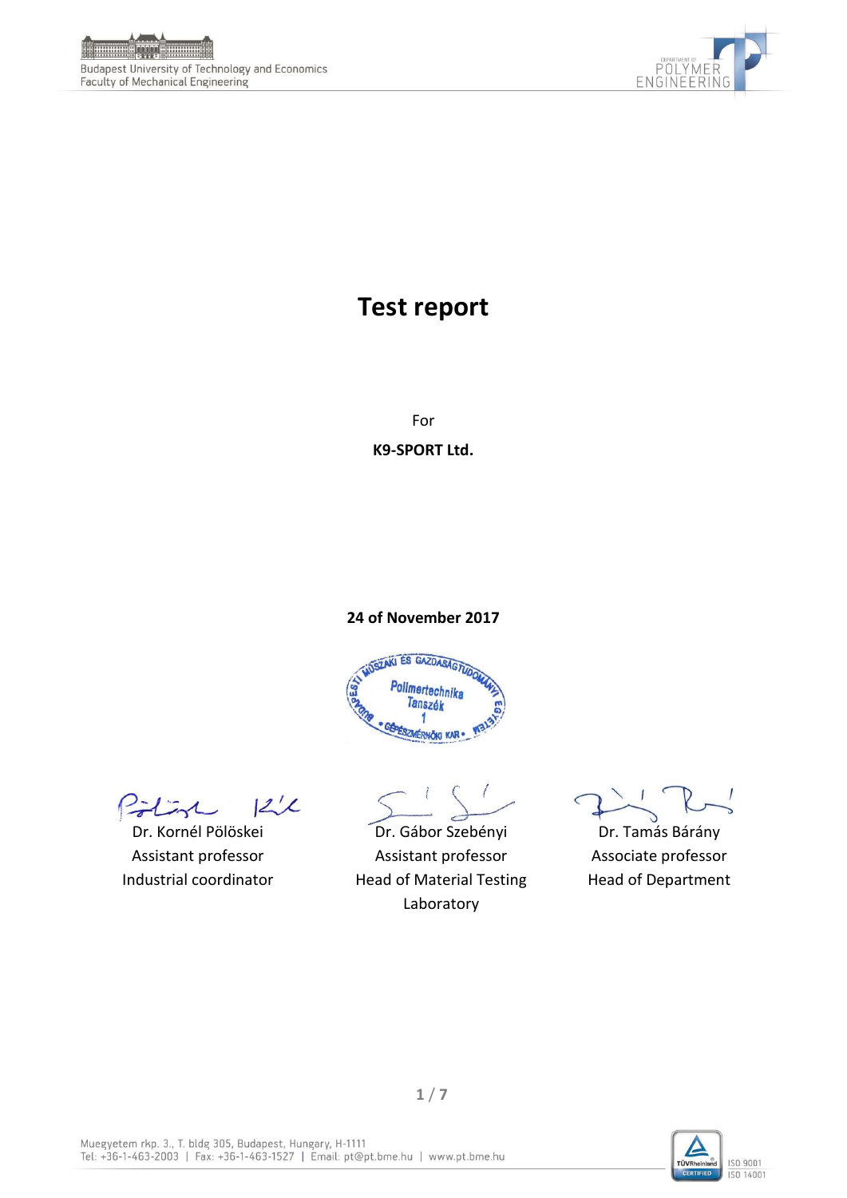# Test report

For

**K9-SPORT Ltd.**

**24 of November 2017**

Budapesti Műszaki és Gazdaságtudományi Egyetem
Polimertechnika Tanszék
1
Gépészmérnöki Kar

| Dr. Kornél Pölöskei | Dr. Gábor Szebényi | Dr. Tamás Bárány |
|---|---|---|
| Assistant professor | Assistant professor | Associate professor |
| Industrial coordinator | Head of Material Testing Laboratory | Head of Department |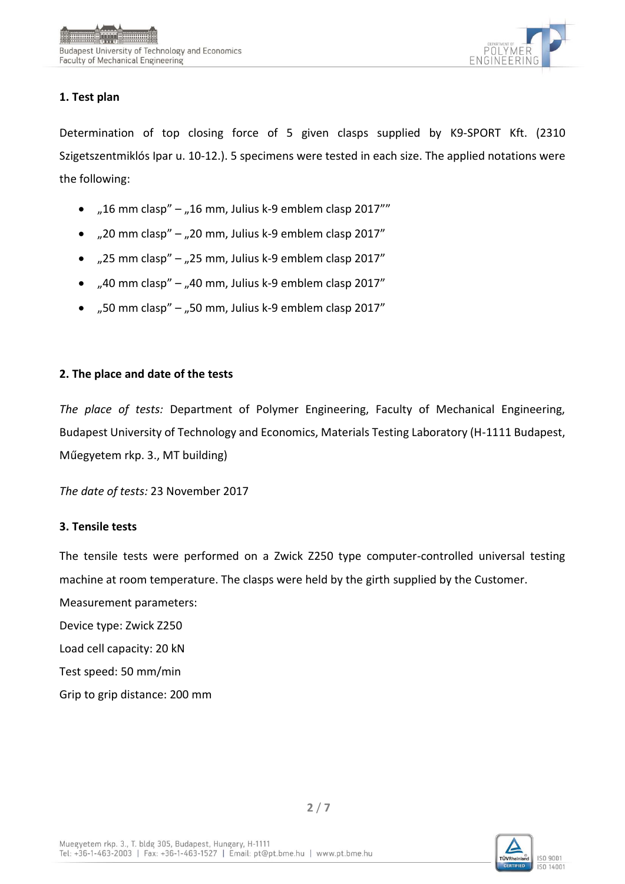### 1. Test plan

Determination of top closing force of 5 given clasps supplied by K9-SPORT Kft. (2310 Szigetszentmiklós Ipar u. 10-12.). 5 specimens were tested in each size. The applied notations were the following:

- „16 mm clasp” – „16 mm, Julius k-9 emblem clasp 2017””
- „20 mm clasp” – „20 mm, Julius k-9 emblem clasp 2017”
- „25 mm clasp” – „25 mm, Julius k-9 emblem clasp 2017”
- „40 mm clasp” – „40 mm, Julius k-9 emblem clasp 2017”
- „50 mm clasp” – „50 mm, Julius k-9 emblem clasp 2017”

### 2. The place and date of the tests

*The place of tests:* Department of Polymer Engineering, Faculty of Mechanical Engineering, Budapest University of Technology and Economics, Materials Testing Laboratory (H-1111 Budapest, Műegyetem rkp. 3., MT building)

*The date of tests:* 23 November 2017

### 3. Tensile tests

The tensile tests were performed on a Zwick Z250 type computer-controlled universal testing machine at room temperature. The clasps were held by the girth supplied by the Customer.

Measurement parameters:

Device type: Zwick Z250

Load cell capacity: 20 kN

Test speed: 50 mm/min

Grip to grip distance: 200 mm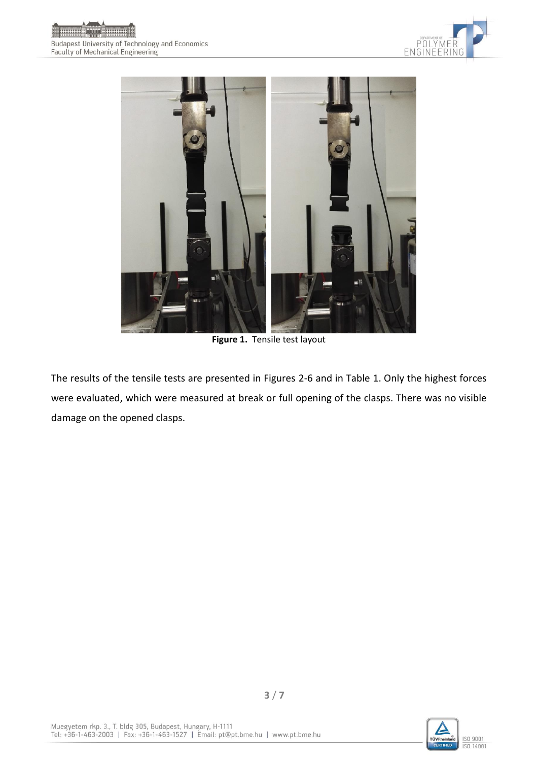**Figure 1.** Tensile test layout

The results of the tensile tests are presented in Figures 2-6 and in Table 1. Only the highest forces were evaluated, which were measured at break or full opening of the clasps. There was no visible damage on the opened clasps.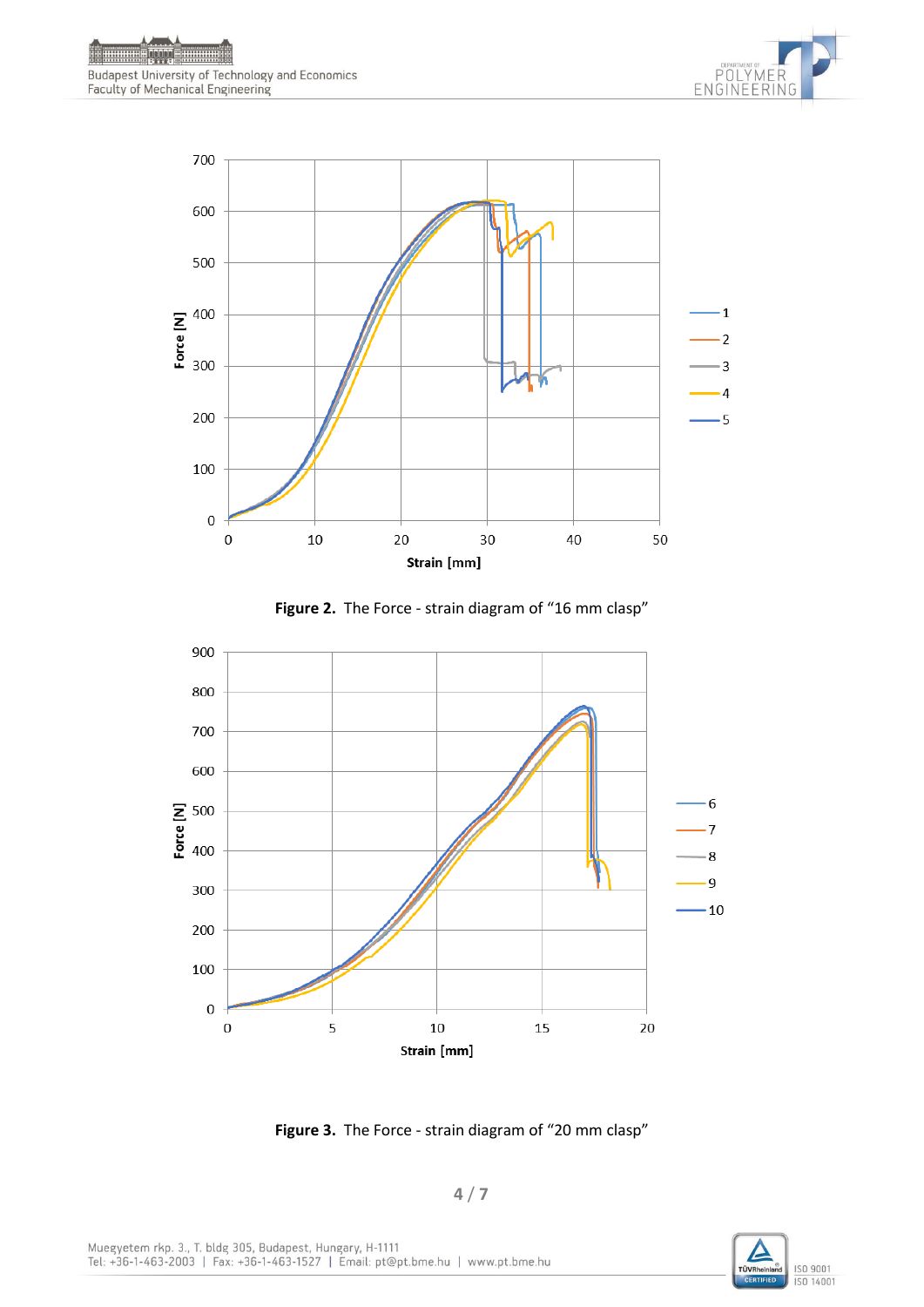**Figure 2.** The Force - strain diagram of “16 mm clasp”

**Figure 3.** The Force - strain diagram of “20 mm clasp”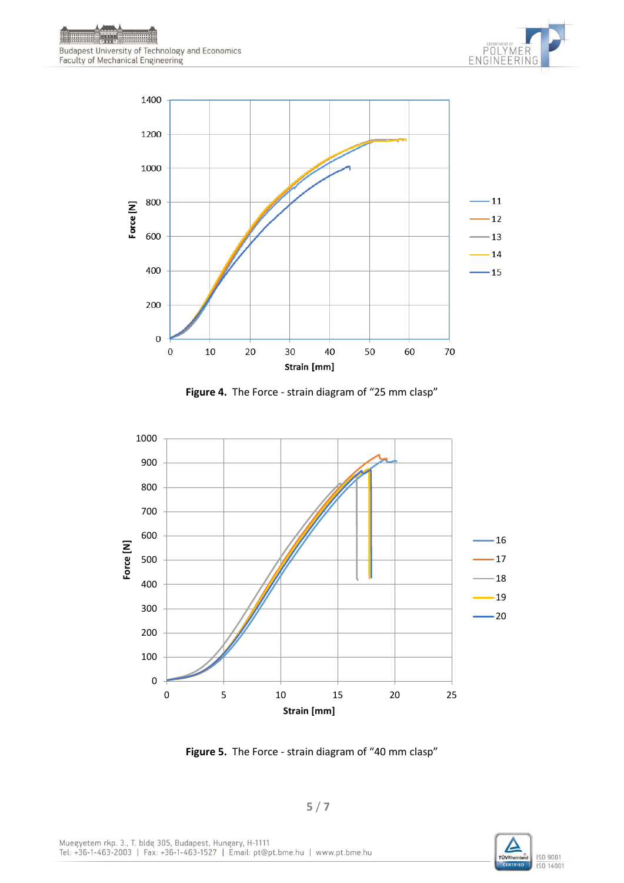**Figure 4.** The Force - strain diagram of "25 mm clasp"

**Figure 5.** The Force - strain diagram of "40 mm clasp"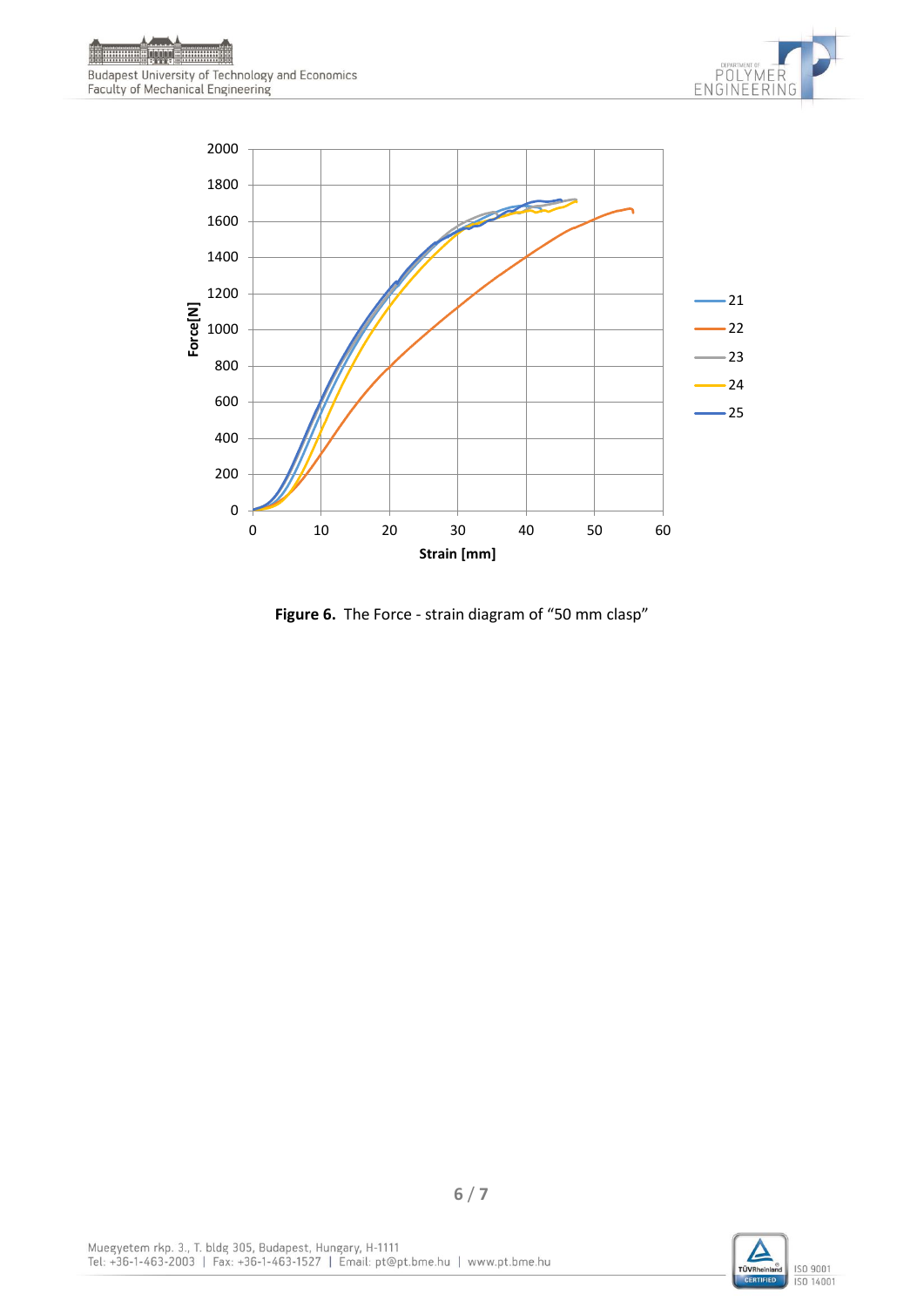**Figure 6.** The Force - strain diagram of "50 mm clasp"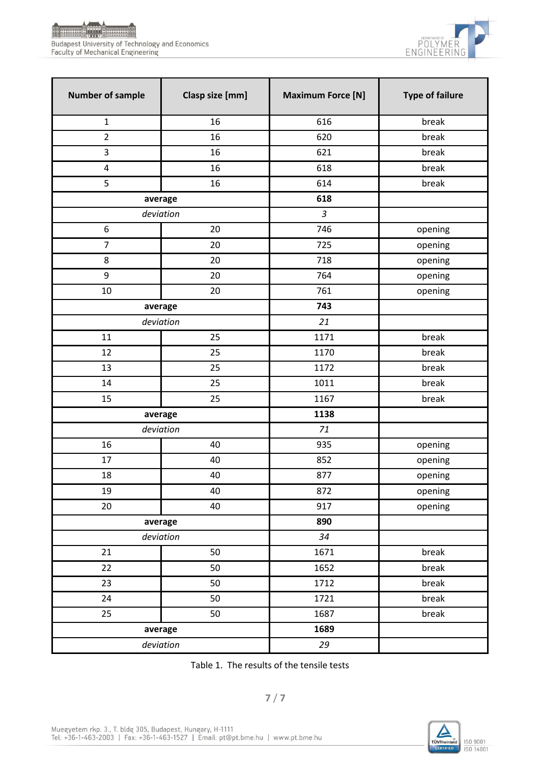| Number of sample | Clasp size [mm] | Maximum Force [N] | Type of failure |
|---|---|---|---|
| 1 | 16 | 616 | break |
| 2 | 16 | 620 | break |
| 3 | 16 | 621 | break |
| 4 | 16 | 618 | break |
| 5 | 16 | 614 | break |
| **average** | | **618** | |
| *deviation* | | *3* | |
| 6 | 20 | 746 | opening |
| 7 | 20 | 725 | opening |
| 8 | 20 | 718 | opening |
| 9 | 20 | 764 | opening |
| 10 | 20 | 761 | opening |
| **average** | | **743** | |
| *deviation* | | *21* | |
| 11 | 25 | 1171 | break |
| 12 | 25 | 1170 | break |
| 13 | 25 | 1172 | break |
| 14 | 25 | 1011 | break |
| 15 | 25 | 1167 | break |
| **average** | | **1138** | |
| *deviation* | | *71* | |
| 16 | 40 | 935 | opening |
| 17 | 40 | 852 | opening |
| 18 | 40 | 877 | opening |
| 19 | 40 | 872 | opening |
| 20 | 40 | 917 | opening |
| **average** | | **890** | |
| *deviation* | | *34* | |
| 21 | 50 | 1671 | break |
| 22 | 50 | 1652 | break |
| 23 | 50 | 1712 | break |
| 24 | 50 | 1721 | break |
| 25 | 50 | 1687 | break |
| **average** | | **1689** | |
| *deviation* | | *29* | |

Table 1. The results of the tensile tests